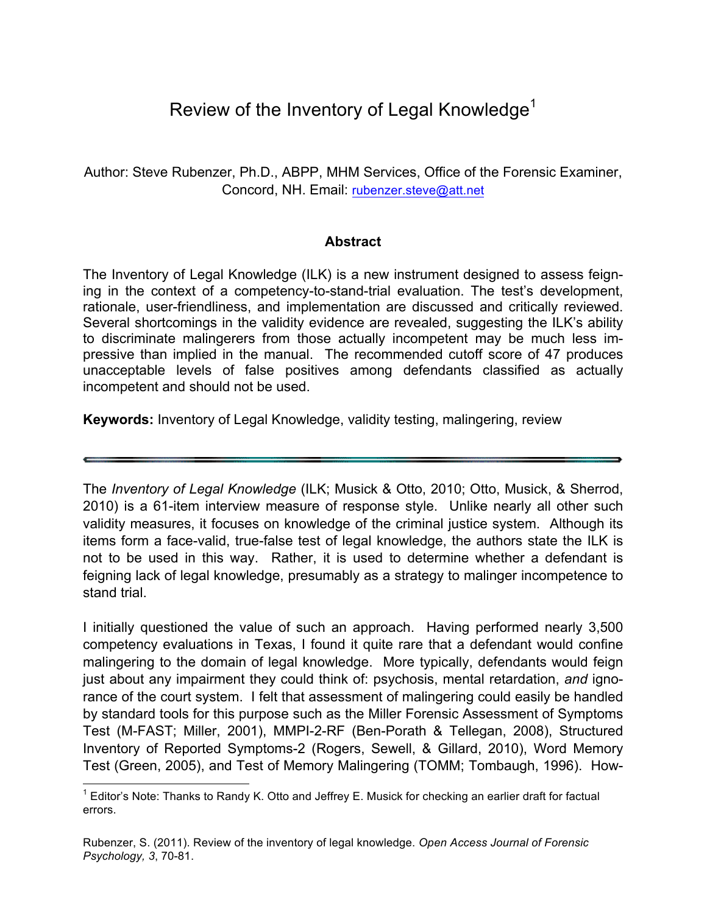# Review of the Inventory of Legal Knowledge[1]

Author: Steve Rubenzer, Ph.D., ABPP, MHM Services, Office of the Forensic Examiner, Concord, NH. Email: rubenzer.steve@att.net

### Abstract

The Inventory of Legal Knowledge (ILK) is a new instrument designed to assess feigning in the context of a competency-to-stand-trial evaluation. The test's development, rationale, user-friendliness, and implementation are discussed and critically reviewed. Several shortcomings in the validity evidence are revealed, suggesting the ILK's ability to discriminate malingerers from those actually incompetent may be much less impressive than implied in the manual. The recommended cutoff score of 47 produces unacceptable levels of false positives among defendants classified as actually incompetent and should not be used.

**Keywords:** Inventory of Legal Knowledge, validity testing, malingering, review

---

The *Inventory of Legal Knowledge* (ILK; Musick & Otto, 2010; Otto, Musick, & Sherrod, 2010) is a 61-item interview measure of response style. Unlike nearly all other such validity measures, it focuses on knowledge of the criminal justice system. Although its items form a face-valid, true-false test of legal knowledge, the authors state the ILK is not to be used in this way. Rather, it is used to determine whether a defendant is feigning lack of legal knowledge, presumably as a strategy to malinger incompetence to stand trial.

I initially questioned the value of such an approach. Having performed nearly 3,500 competency evaluations in Texas, I found it quite rare that a defendant would confine malingering to the domain of legal knowledge. More typically, defendants would feign just about any impairment they could think of: psychosis, mental retardation, *and* ignorance of the court system. I felt that assessment of malingering could easily be handled by standard tools for this purpose such as the Miller Forensic Assessment of Symptoms Test (M-FAST; Miller, 2001), MMPI-2-RF (Ben-Porath & Tellegan, 2008), Structured Inventory of Reported Symptoms-2 (Rogers, Sewell, & Gillard, 2010), Word Memory Test (Green, 2005), and Test of Memory Malingering (TOMM; Tombaugh, 1996). How-

[1] Editor's Note: Thanks to Randy K. Otto and Jeffrey E. Musick for checking an earlier draft for factual errors.

Rubenzer, S. (2011). Review of the inventory of legal knowledge. *Open Access Journal of Forensic Psychology, 3*, 70-81.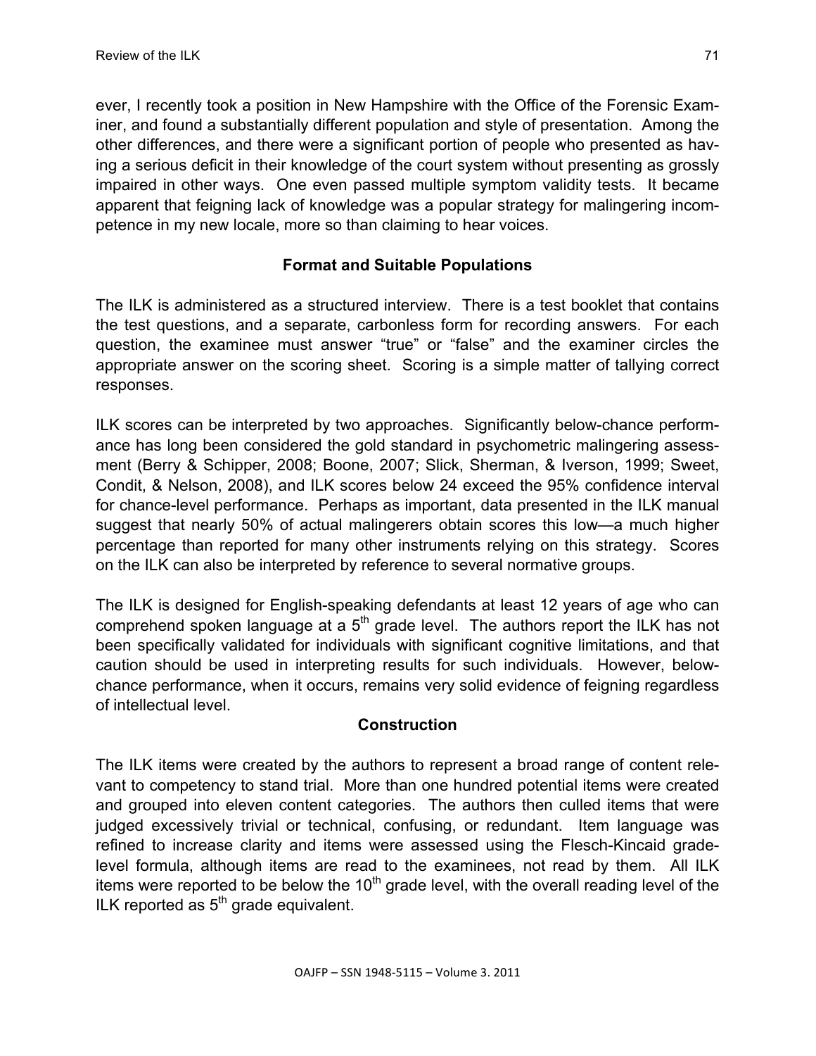ever, I recently took a position in New Hampshire with the Office of the Forensic Examiner, and found a substantially different population and style of presentation. Among the other differences, and there were a significant portion of people who presented as having a serious deficit in their knowledge of the court system without presenting as grossly impaired in other ways. One even passed multiple symptom validity tests. It became apparent that feigning lack of knowledge was a popular strategy for malingering incompetence in my new locale, more so than claiming to hear voices.

## Format and Suitable Populations

The ILK is administered as a structured interview. There is a test booklet that contains the test questions, and a separate, carbonless form for recording answers. For each question, the examinee must answer "true" or "false" and the examiner circles the appropriate answer on the scoring sheet. Scoring is a simple matter of tallying correct responses.

ILK scores can be interpreted by two approaches. Significantly below-chance performance has long been considered the gold standard in psychometric malingering assessment (Berry & Schipper, 2008; Boone, 2007; Slick, Sherman, & Iverson, 1999; Sweet, Condit, & Nelson, 2008), and ILK scores below 24 exceed the 95% confidence interval for chance-level performance. Perhaps as important, data presented in the ILK manual suggest that nearly 50% of actual malingerers obtain scores this low—a much higher percentage than reported for many other instruments relying on this strategy. Scores on the ILK can also be interpreted by reference to several normative groups.

The ILK is designed for English-speaking defendants at least 12 years of age who can comprehend spoken language at a 5th grade level. The authors report the ILK has not been specifically validated for individuals with significant cognitive limitations, and that caution should be used in interpreting results for such individuals. However, below-chance performance, when it occurs, remains very solid evidence of feigning regardless of intellectual level.

## Construction

The ILK items were created by the authors to represent a broad range of content relevant to competency to stand trial. More than one hundred potential items were created and grouped into eleven content categories. The authors then culled items that were judged excessively trivial or technical, confusing, or redundant. Item language was refined to increase clarity and items were assessed using the Flesch-Kincaid grade-level formula, although items are read to the examinees, not read by them. All ILK items were reported to be below the 10th grade level, with the overall reading level of the ILK reported as 5th grade equivalent.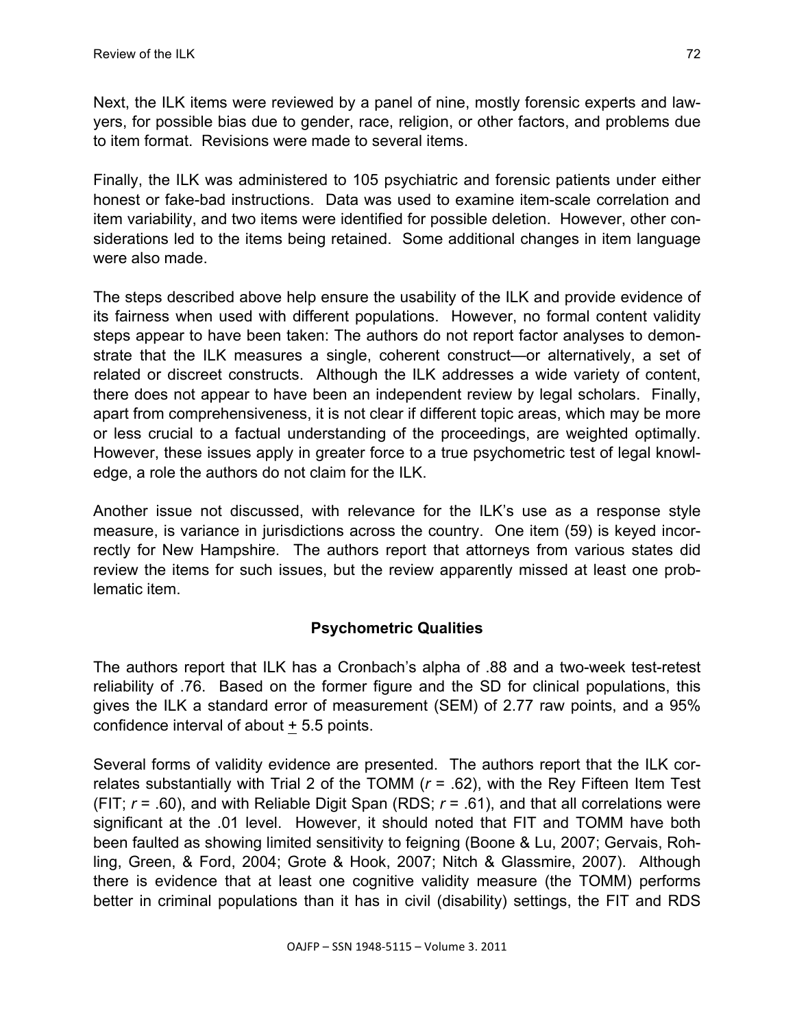Next, the ILK items were reviewed by a panel of nine, mostly forensic experts and lawyers, for possible bias due to gender, race, religion, or other factors, and problems due to item format. Revisions were made to several items.

Finally, the ILK was administered to 105 psychiatric and forensic patients under either honest or fake-bad instructions. Data was used to examine item-scale correlation and item variability, and two items were identified for possible deletion. However, other considerations led to the items being retained. Some additional changes in item language were also made.

The steps described above help ensure the usability of the ILK and provide evidence of its fairness when used with different populations. However, no formal content validity steps appear to have been taken: The authors do not report factor analyses to demonstrate that the ILK measures a single, coherent construct—or alternatively, a set of related or discreet constructs. Although the ILK addresses a wide variety of content, there does not appear to have been an independent review by legal scholars. Finally, apart from comprehensiveness, it is not clear if different topic areas, which may be more or less crucial to a factual understanding of the proceedings, are weighted optimally. However, these issues apply in greater force to a true psychometric test of legal knowledge, a role the authors do not claim for the ILK.

Another issue not discussed, with relevance for the ILK's use as a response style measure, is variance in jurisdictions across the country. One item (59) is keyed incorrectly for New Hampshire. The authors report that attorneys from various states did review the items for such issues, but the review apparently missed at least one problematic item.

### Psychometric Qualities

The authors report that ILK has a Cronbach's alpha of .88 and a two-week test-retest reliability of .76. Based on the former figure and the SD for clinical populations, this gives the ILK a standard error of measurement (SEM) of 2.77 raw points, and a 95% confidence interval of about $\pm$ 5.5 points.

Several forms of validity evidence are presented. The authors report that the ILK correlates substantially with Trial 2 of the TOMM ($r$ = .62), with the Rey Fifteen Item Test (FIT; $r$ = .60), and with Reliable Digit Span (RDS; $r$ = .61), and that all correlations were significant at the .01 level. However, it should noted that FIT and TOMM have both been faulted as showing limited sensitivity to feigning (Boone & Lu, 2007; Gervais, Rohling, Green, & Ford, 2004; Grote & Hook, 2007; Nitch & Glassmire, 2007). Although there is evidence that at least one cognitive validity measure (the TOMM) performs better in criminal populations than it has in civil (disability) settings, the FIT and RDS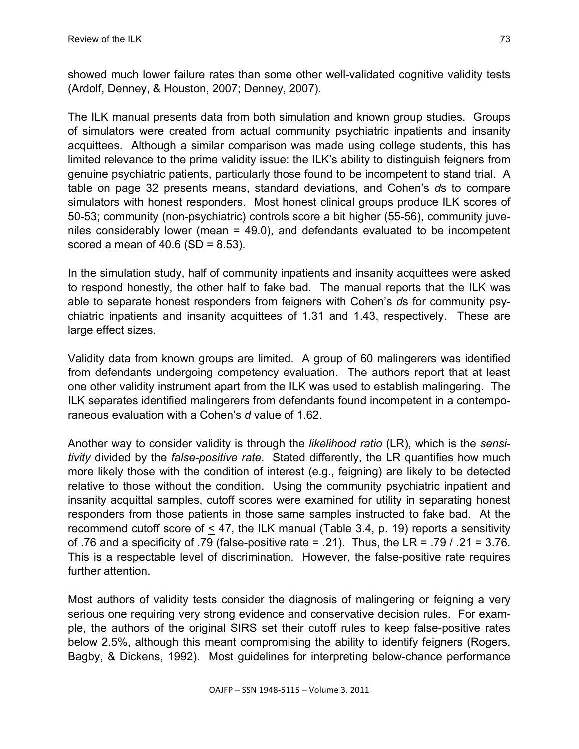showed much lower failure rates than some other well-validated cognitive validity tests (Ardolf, Denney, & Houston, 2007; Denney, 2007).

The ILK manual presents data from both simulation and known group studies. Groups of simulators were created from actual community psychiatric inpatients and insanity acquittees. Although a similar comparison was made using college students, this has limited relevance to the prime validity issue: the ILK's ability to distinguish feigners from genuine psychiatric patients, particularly those found to be incompetent to stand trial. A table on page 32 presents means, standard deviations, and Cohen's *d*s to compare simulators with honest responders. Most honest clinical groups produce ILK scores of 50-53; community (non-psychiatric) controls score a bit higher (55-56), community juveniles considerably lower (mean = 49.0), and defendants evaluated to be incompetent scored a mean of 40.6 (SD = 8.53).

In the simulation study, half of community inpatients and insanity acquittees were asked to respond honestly, the other half to fake bad. The manual reports that the ILK was able to separate honest responders from feigners with Cohen's *d*s for community psychiatric inpatients and insanity acquittees of 1.31 and 1.43, respectively. These are large effect sizes.

Validity data from known groups are limited. A group of 60 malingerers was identified from defendants undergoing competency evaluation. The authors report that at least one other validity instrument apart from the ILK was used to establish malingering. The ILK separates identified malingerers from defendants found incompetent in a contemporaneous evaluation with a Cohen's *d* value of 1.62.

Another way to consider validity is through the *likelihood ratio* (LR), which is the *sensitivity* divided by the *false-positive rate*. Stated differently, the LR quantifies how much more likely those with the condition of interest (e.g., feigning) are likely to be detected relative to those without the condition. Using the community psychiatric inpatient and insanity acquittal samples, cutoff scores were examined for utility in separating honest responders from those patients in those same samples instructed to fake bad. At the recommend cutoff score of $\leq$ 47, the ILK manual (Table 3.4, p. 19) reports a sensitivity of .76 and a specificity of .79 (false-positive rate = .21). Thus, the LR = .79 / .21 = 3.76. This is a respectable level of discrimination. However, the false-positive rate requires further attention.

Most authors of validity tests consider the diagnosis of malingering or feigning a very serious one requiring very strong evidence and conservative decision rules. For example, the authors of the original SIRS set their cutoff rules to keep false-positive rates below 2.5%, although this meant compromising the ability to identify feigners (Rogers, Bagby, & Dickens, 1992). Most guidelines for interpreting below-chance performance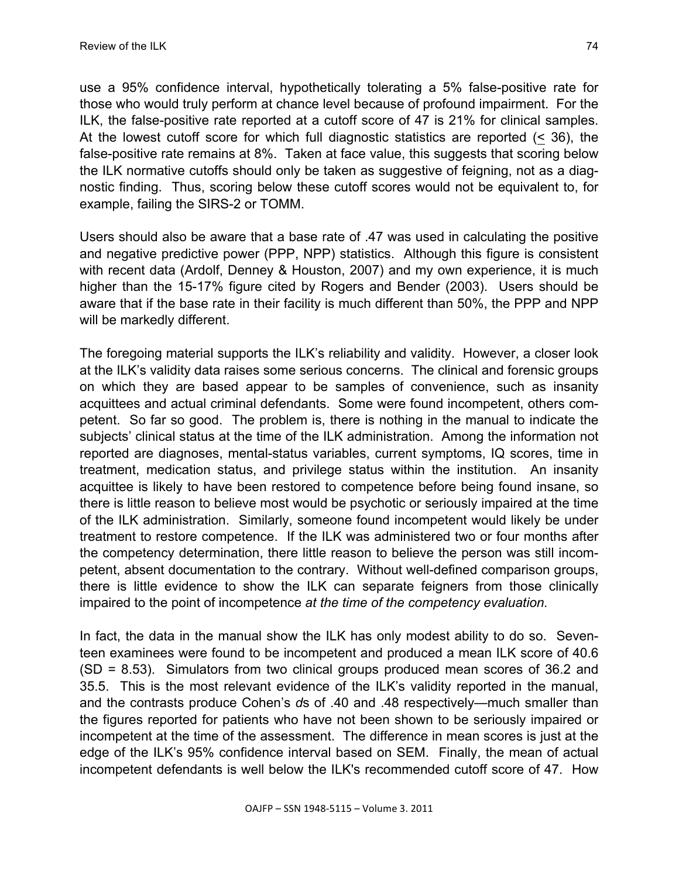use a 95% confidence interval, hypothetically tolerating a 5% false-positive rate for those who would truly perform at chance level because of profound impairment. For the ILK, the false-positive rate reported at a cutoff score of 47 is 21% for clinical samples. At the lowest cutoff score for which full diagnostic statistics are reported (≤ 36), the false-positive rate remains at 8%. Taken at face value, this suggests that scoring below the ILK normative cutoffs should only be taken as suggestive of feigning, not as a diagnostic finding. Thus, scoring below these cutoff scores would not be equivalent to, for example, failing the SIRS-2 or TOMM.

Users should also be aware that a base rate of .47 was used in calculating the positive and negative predictive power (PPP, NPP) statistics. Although this figure is consistent with recent data (Ardolf, Denney & Houston, 2007) and my own experience, it is much higher than the 15-17% figure cited by Rogers and Bender (2003). Users should be aware that if the base rate in their facility is much different than 50%, the PPP and NPP will be markedly different.

The foregoing material supports the ILK's reliability and validity. However, a closer look at the ILK's validity data raises some serious concerns. The clinical and forensic groups on which they are based appear to be samples of convenience, such as insanity acquittees and actual criminal defendants. Some were found incompetent, others competent. So far so good. The problem is, there is nothing in the manual to indicate the subjects' clinical status at the time of the ILK administration. Among the information not reported are diagnoses, mental-status variables, current symptoms, IQ scores, time in treatment, medication status, and privilege status within the institution. An insanity acquittee is likely to have been restored to competence before being found insane, so there is little reason to believe most would be psychotic or seriously impaired at the time of the ILK administration. Similarly, someone found incompetent would likely be under treatment to restore competence. If the ILK was administered two or four months after the competency determination, there little reason to believe the person was still incompetent, absent documentation to the contrary. Without well-defined comparison groups, there is little evidence to show the ILK can separate feigners from those clinically impaired to the point of incompetence *at the time of the competency evaluation.*

In fact, the data in the manual show the ILK has only modest ability to do so. Seventeen examinees were found to be incompetent and produced a mean ILK score of 40.6 (SD = 8.53). Simulators from two clinical groups produced mean scores of 36.2 and 35.5. This is the most relevant evidence of the ILK's validity reported in the manual, and the contrasts produce Cohen's *d*s of .40 and .48 respectively—much smaller than the figures reported for patients who have not been shown to be seriously impaired or incompetent at the time of the assessment. The difference in mean scores is just at the edge of the ILK's 95% confidence interval based on SEM. Finally, the mean of actual incompetent defendants is well below the ILK's recommended cutoff score of 47. How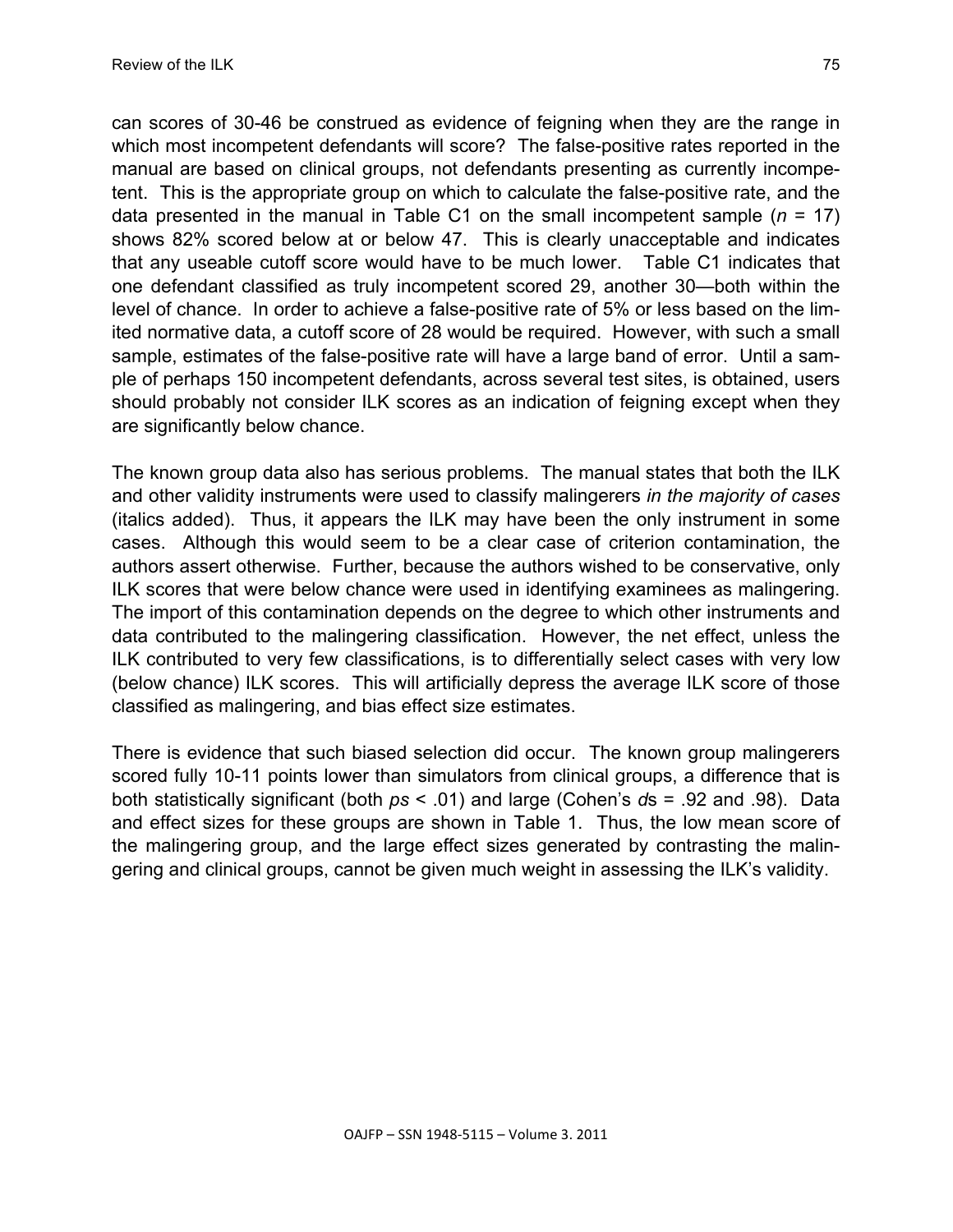can scores of 30-46 be construed as evidence of feigning when they are the range in which most incompetent defendants will score? The false-positive rates reported in the manual are based on clinical groups, not defendants presenting as currently incompetent. This is the appropriate group on which to calculate the false-positive rate, and the data presented in the manual in Table C1 on the small incompetent sample ($n$ = 17) shows 82% scored below at or below 47. This is clearly unacceptable and indicates that any useable cutoff score would have to be much lower. Table C1 indicates that one defendant classified as truly incompetent scored 29, another 30—both within the level of chance. In order to achieve a false-positive rate of 5% or less based on the limited normative data, a cutoff score of 28 would be required. However, with such a small sample, estimates of the false-positive rate will have a large band of error. Until a sample of perhaps 150 incompetent defendants, across several test sites, is obtained, users should probably not consider ILK scores as an indication of feigning except when they are significantly below chance.

The known group data also has serious problems. The manual states that both the ILK and other validity instruments were used to classify malingerers *in the majority of cases* (italics added). Thus, it appears the ILK may have been the only instrument in some cases. Although this would seem to be a clear case of criterion contamination, the authors assert otherwise. Further, because the authors wished to be conservative, only ILK scores that were below chance were used in identifying examinees as malingering. The import of this contamination depends on the degree to which other instruments and data contributed to the malingering classification. However, the net effect, unless the ILK contributed to very few classifications, is to differentially select cases with very low (below chance) ILK scores. This will artificially depress the average ILK score of those classified as malingering, and bias effect size estimates.

There is evidence that such biased selection did occur. The known group malingerers scored fully 10-11 points lower than simulators from clinical groups, a difference that is both statistically significant (both $ps < .01$) and large (Cohen's $d$s = .92 and .98). Data and effect sizes for these groups are shown in Table 1. Thus, the low mean score of the malingering group, and the large effect sizes generated by contrasting the malingering and clinical groups, cannot be given much weight in assessing the ILK's validity.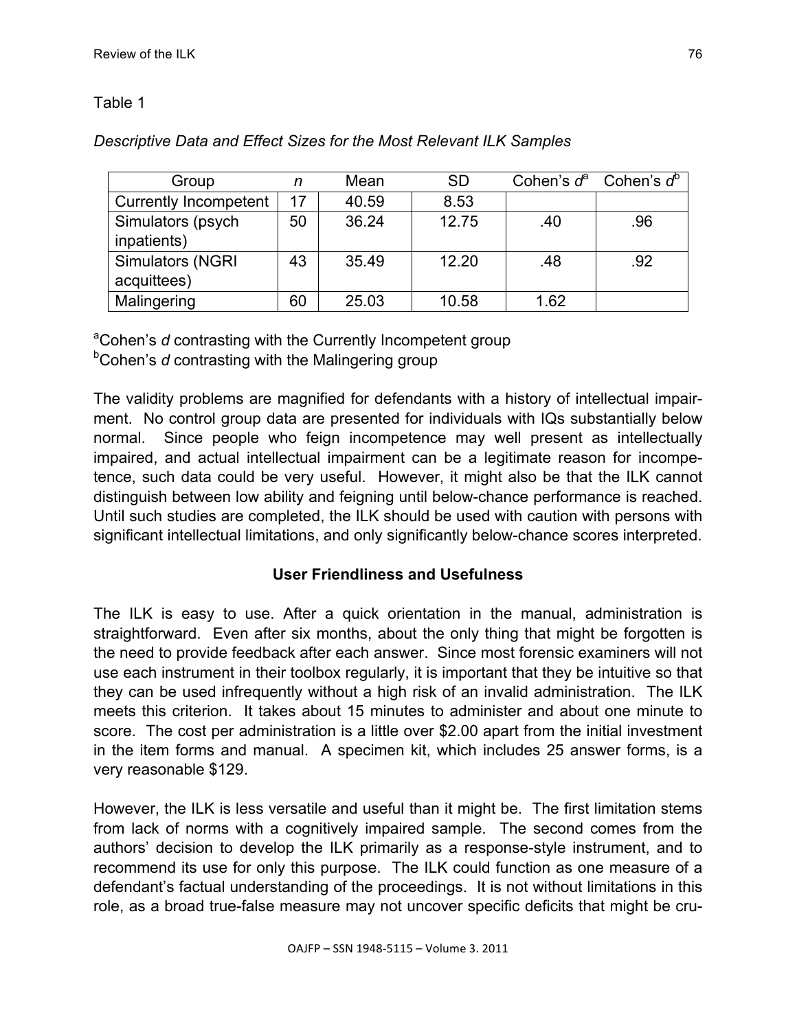Table 1

*Descriptive Data and Effect Sizes for the Most Relevant ILK Samples*

| Group | *n* | Mean | SD | Cohen's *d*[a] | Cohen's *d*[b] |
|---|---|---|---|---|---|
| Currently Incompetent | 17 | 40.59 | 8.53 | | |
| Simulators (psych inpatients) | 50 | 36.24 | 12.75 | .40 | .96 |
| Simulators (NGRI acquittees) | 43 | 35.49 | 12.20 | .48 | .92 |
| Malingering | 60 | 25.03 | 10.58 | 1.62 | |

[a]Cohen's *d* contrasting with the Currently Incompetent group
[b]Cohen's *d* contrasting with the Malingering group

The validity problems are magnified for defendants with a history of intellectual impairment. No control group data are presented for individuals with IQs substantially below normal. Since people who feign incompetence may well present as intellectually impaired, and actual intellectual impairment can be a legitimate reason for incompetence, such data could be very useful. However, it might also be that the ILK cannot distinguish between low ability and feigning until below-chance performance is reached. Until such studies are completed, the ILK should be used with caution with persons with significant intellectual limitations, and only significantly below-chance scores interpreted.

## User Friendliness and Usefulness

The ILK is easy to use. After a quick orientation in the manual, administration is straightforward. Even after six months, about the only thing that might be forgotten is the need to provide feedback after each answer. Since most forensic examiners will not use each instrument in their toolbox regularly, it is important that they be intuitive so that they can be used infrequently without a high risk of an invalid administration. The ILK meets this criterion. It takes about 15 minutes to administer and about one minute to score. The cost per administration is a little over $2.00 apart from the initial investment in the item forms and manual. A specimen kit, which includes 25 answer forms, is a very reasonable $129.

However, the ILK is less versatile and useful than it might be. The first limitation stems from lack of norms with a cognitively impaired sample. The second comes from the authors' decision to develop the ILK primarily as a response-style instrument, and to recommend its use for only this purpose. The ILK could function as one measure of a defendant's factual understanding of the proceedings. It is not without limitations in this role, as a broad true-false measure may not uncover specific deficits that might be cru-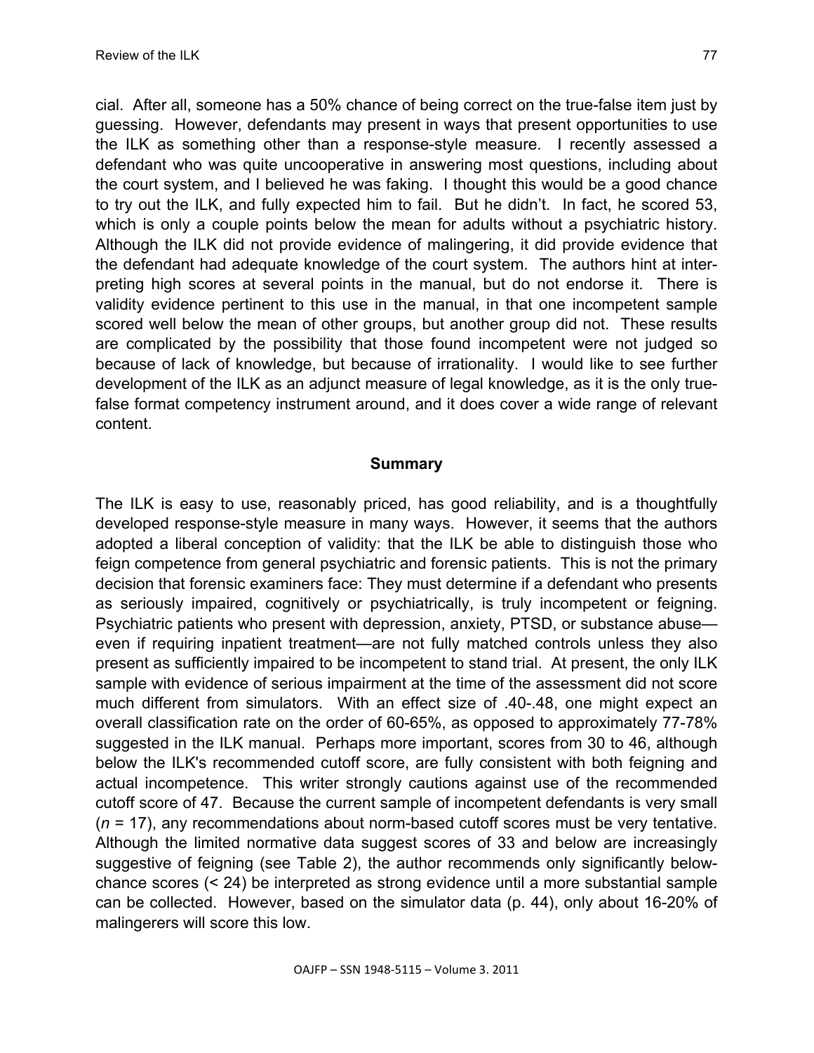cial. After all, someone has a 50% chance of being correct on the true-false item just by guessing. However, defendants may present in ways that present opportunities to use the ILK as something other than a response-style measure. I recently assessed a defendant who was quite uncooperative in answering most questions, including about the court system, and I believed he was faking. I thought this would be a good chance to try out the ILK, and fully expected him to fail. But he didn't. In fact, he scored 53, which is only a couple points below the mean for adults without a psychiatric history. Although the ILK did not provide evidence of malingering, it did provide evidence that the defendant had adequate knowledge of the court system. The authors hint at interpreting high scores at several points in the manual, but do not endorse it. There is validity evidence pertinent to this use in the manual, in that one incompetent sample scored well below the mean of other groups, but another group did not. These results are complicated by the possibility that those found incompetent were not judged so because of lack of knowledge, but because of irrationality. I would like to see further development of the ILK as an adjunct measure of legal knowledge, as it is the only true-false format competency instrument around, and it does cover a wide range of relevant content.

## Summary

The ILK is easy to use, reasonably priced, has good reliability, and is a thoughtfully developed response-style measure in many ways. However, it seems that the authors adopted a liberal conception of validity: that the ILK be able to distinguish those who feign competence from general psychiatric and forensic patients. This is not the primary decision that forensic examiners face: They must determine if a defendant who presents as seriously impaired, cognitively or psychiatrically, is truly incompetent or feigning. Psychiatric patients who present with depression, anxiety, PTSD, or substance abuse—even if requiring inpatient treatment—are not fully matched controls unless they also present as sufficiently impaired to be incompetent to stand trial. At present, the only ILK sample with evidence of serious impairment at the time of the assessment did not score much different from simulators. With an effect size of .40-.48, one might expect an overall classification rate on the order of 60-65%, as opposed to approximately 77-78% suggested in the ILK manual. Perhaps more important, scores from 30 to 46, although below the ILK's recommended cutoff score, are fully consistent with both feigning and actual incompetence. This writer strongly cautions against use of the recommended cutoff score of 47. Because the current sample of incompetent defendants is very small ($n$ = 17), any recommendations about norm-based cutoff scores must be very tentative. Although the limited normative data suggest scores of 33 and below are increasingly suggestive of feigning (see Table 2), the author recommends only significantly below-chance scores (< 24) be interpreted as strong evidence until a more substantial sample can be collected. However, based on the simulator data (p. 44), only about 16-20% of malingerers will score this low.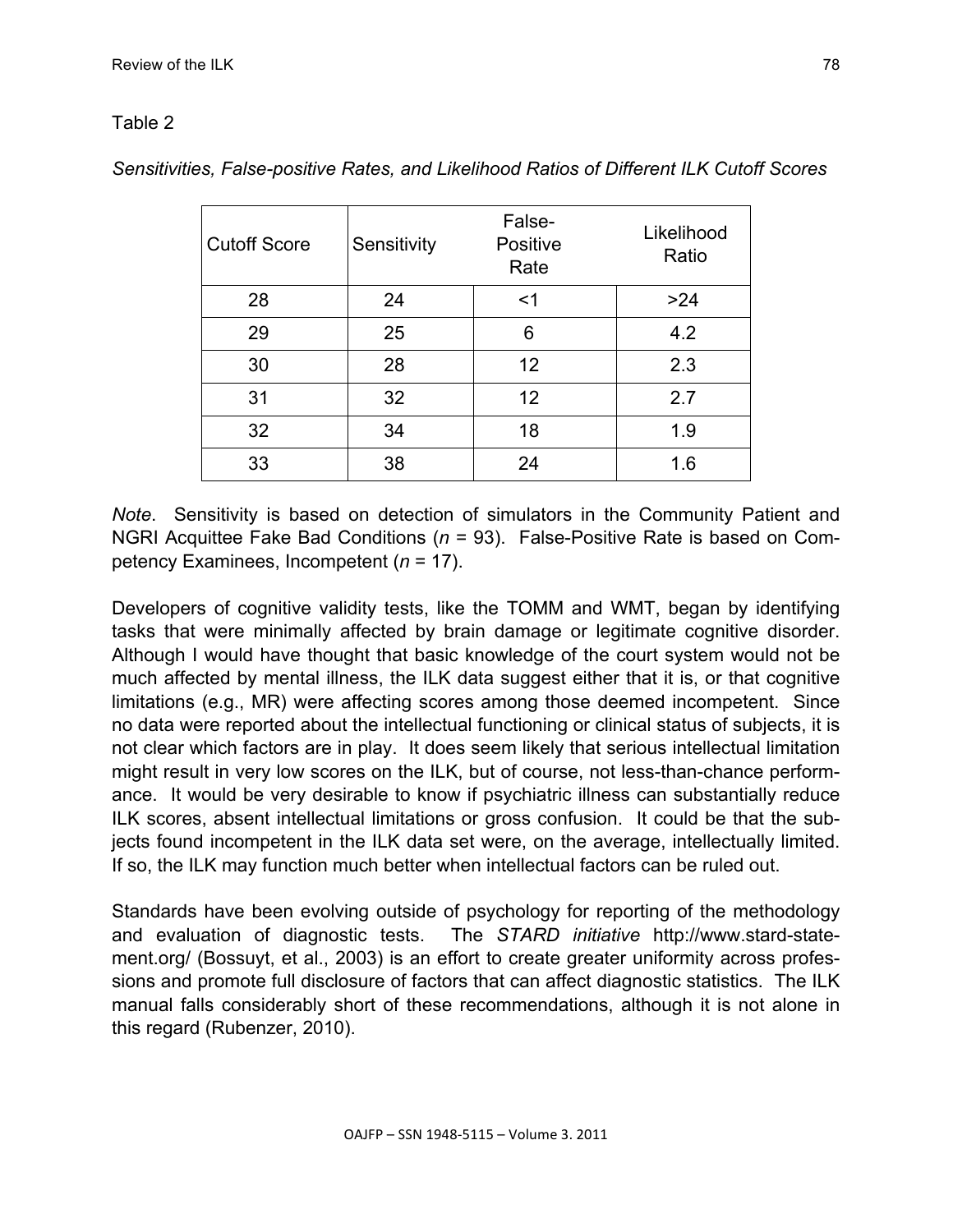Table 2

*Sensitivities, False-positive Rates, and Likelihood Ratios of Different ILK Cutoff Scores*

| Cutoff Score | Sensitivity | False-Positive Rate | Likelihood Ratio |
|---|---|---|---|
| 28 | 24 | <1 | >24 |
| 29 | 25 | 6 | 4.2 |
| 30 | 28 | 12 | 2.3 |
| 31 | 32 | 12 | 2.7 |
| 32 | 34 | 18 | 1.9 |
| 33 | 38 | 24 | 1.6 |

*Note*. Sensitivity is based on detection of simulators in the Community Patient and NGRI Acquittee Fake Bad Conditions (*n* = 93). False-Positive Rate is based on Competency Examinees, Incompetent (*n* = 17).

Developers of cognitive validity tests, like the TOMM and WMT, began by identifying tasks that were minimally affected by brain damage or legitimate cognitive disorder. Although I would have thought that basic knowledge of the court system would not be much affected by mental illness, the ILK data suggest either that it is, or that cognitive limitations (e.g., MR) were affecting scores among those deemed incompetent. Since no data were reported about the intellectual functioning or clinical status of subjects, it is not clear which factors are in play. It does seem likely that serious intellectual limitation might result in very low scores on the ILK, but of course, not less-than-chance performance. It would be very desirable to know if psychiatric illness can substantially reduce ILK scores, absent intellectual limitations or gross confusion. It could be that the subjects found incompetent in the ILK data set were, on the average, intellectually limited. If so, the ILK may function much better when intellectual factors can be ruled out.

Standards have been evolving outside of psychology for reporting of the methodology and evaluation of diagnostic tests. The *STARD initiative* http://www.stard-statement.org/ (Bossuyt, et al., 2003) is an effort to create greater uniformity across professions and promote full disclosure of factors that can affect diagnostic statistics. The ILK manual falls considerably short of these recommendations, although it is not alone in this regard (Rubenzer, 2010).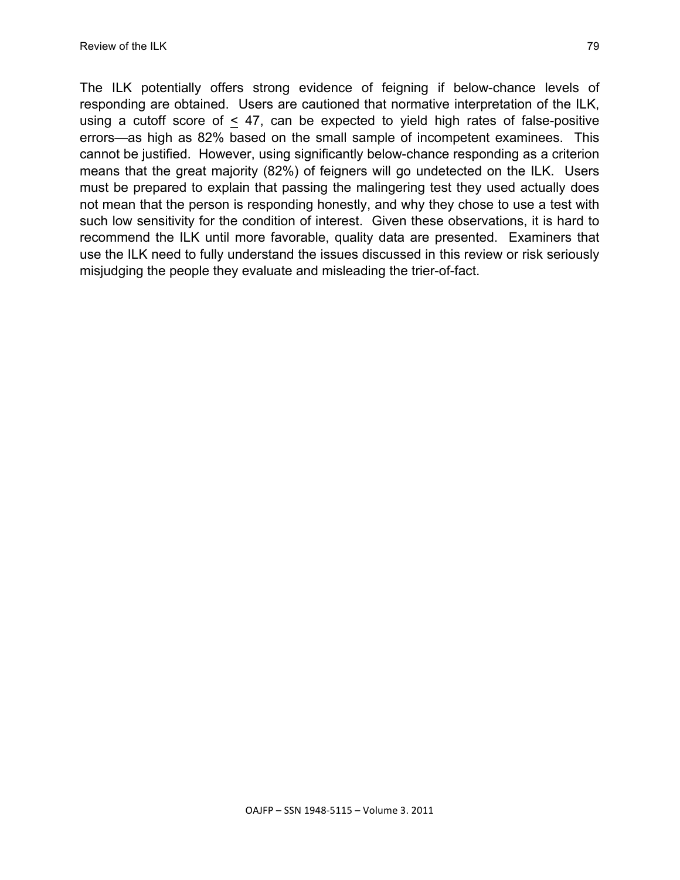The ILK potentially offers strong evidence of feigning if below-chance levels of responding are obtained. Users are cautioned that normative interpretation of the ILK, using a cutoff score of $\leq$ 47, can be expected to yield high rates of false-positive errors—as high as 82% based on the small sample of incompetent examinees. This cannot be justified. However, using significantly below-chance responding as a criterion means that the great majority (82%) of feigners will go undetected on the ILK. Users must be prepared to explain that passing the malingering test they used actually does not mean that the person is responding honestly, and why they chose to use a test with such low sensitivity for the condition of interest. Given these observations, it is hard to recommend the ILK until more favorable, quality data are presented. Examiners that use the ILK need to fully understand the issues discussed in this review or risk seriously misjudging the people they evaluate and misleading the trier-of-fact.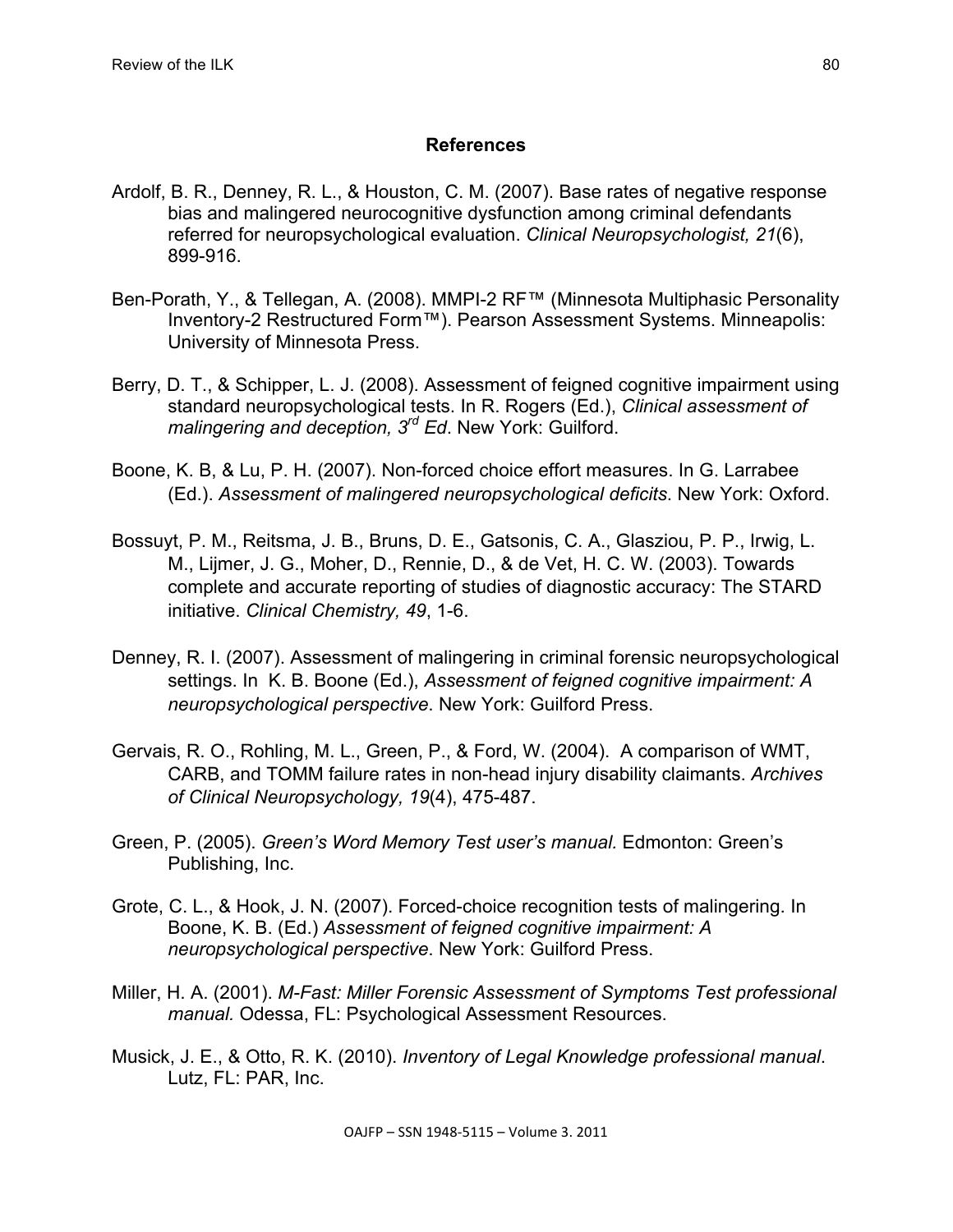## References

Ardolf, B. R., Denney, R. L., & Houston, C. M. (2007). Base rates of negative response bias and malingered neurocognitive dysfunction among criminal defendants referred for neuropsychological evaluation. *Clinical Neuropsychologist, 21*(6), 899-916.

Ben-Porath, Y., & Tellegan, A. (2008). MMPI-2 RF™ (Minnesota Multiphasic Personality Inventory-2 Restructured Form™). Pearson Assessment Systems. Minneapolis: University of Minnesota Press.

Berry, D. T., & Schipper, L. J. (2008). Assessment of feigned cognitive impairment using standard neuropsychological tests. In R. Rogers (Ed.), *Clinical assessment of malingering and deception, 3rd Ed*. New York: Guilford.

Boone, K. B, & Lu, P. H. (2007). Non-forced choice effort measures. In G. Larrabee (Ed.). *Assessment of malingered neuropsychological deficits*. New York: Oxford.

Bossuyt, P. M., Reitsma, J. B., Bruns, D. E., Gatsonis, C. A., Glasziou, P. P., Irwig, L. M., Lijmer, J. G., Moher, D., Rennie, D., & de Vet, H. C. W. (2003). Towards complete and accurate reporting of studies of diagnostic accuracy: The STARD initiative. *Clinical Chemistry, 49*, 1-6.

Denney, R. I. (2007). Assessment of malingering in criminal forensic neuropsychological settings. In K. B. Boone (Ed.), *Assessment of feigned cognitive impairment: A neuropsychological perspective*. New York: Guilford Press.

Gervais, R. O., Rohling, M. L., Green, P., & Ford, W. (2004). A comparison of WMT, CARB, and TOMM failure rates in non-head injury disability claimants. *Archives of Clinical Neuropsychology, 19*(4), 475-487.

Green, P. (2005). *Green's Word Memory Test user's manual.* Edmonton: Green's Publishing, Inc.

Grote, C. L., & Hook, J. N. (2007). Forced-choice recognition tests of malingering. In Boone, K. B. (Ed.) *Assessment of feigned cognitive impairment: A neuropsychological perspective*. New York: Guilford Press.

Miller, H. A. (2001). *M-Fast: Miller Forensic Assessment of Symptoms Test professional manual.* Odessa, FL: Psychological Assessment Resources.

Musick, J. E., & Otto, R. K. (2010). *Inventory of Legal Knowledge professional manual*. Lutz, FL: PAR, Inc.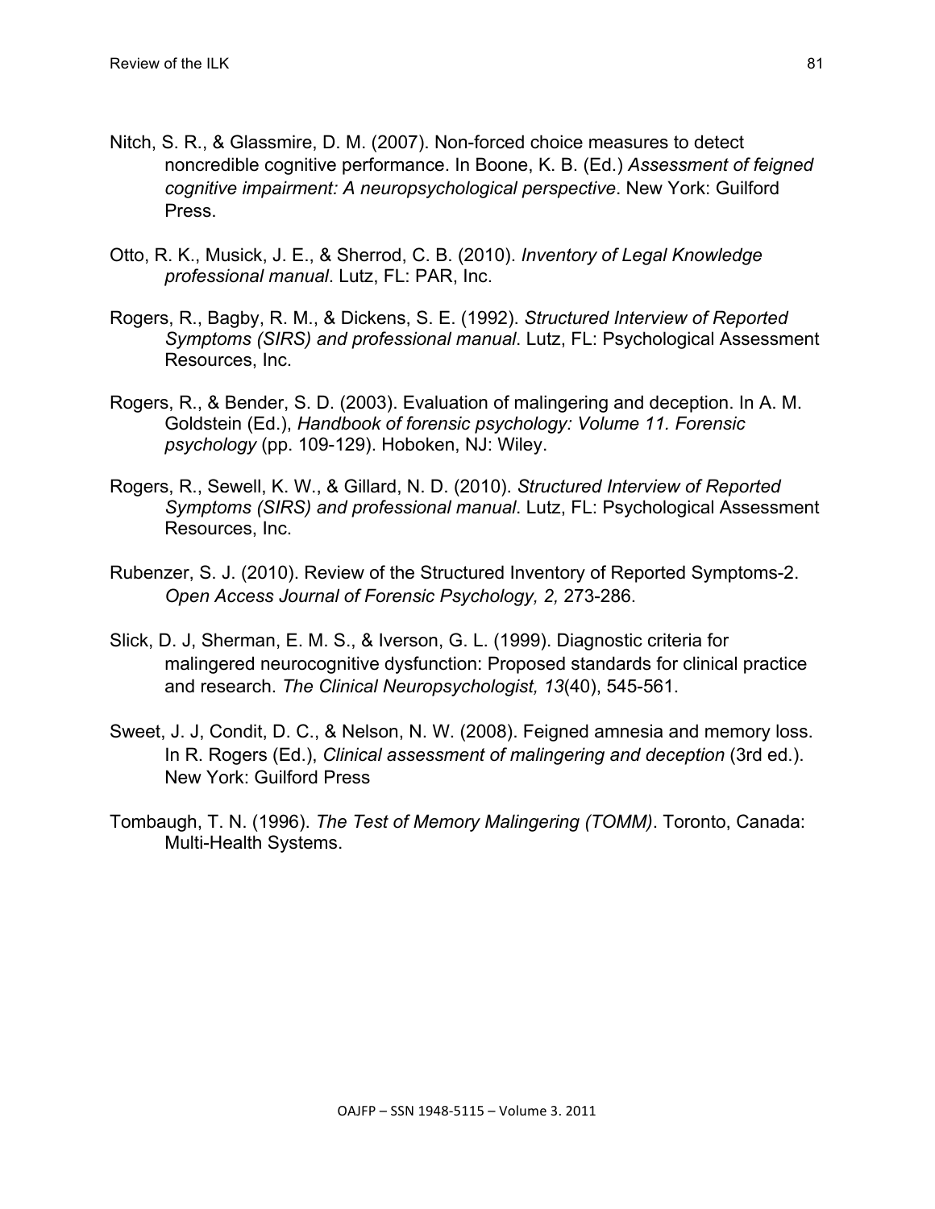Nitch, S. R., & Glassmire, D. M. (2007). Non-forced choice measures to detect noncredible cognitive performance. In Boone, K. B. (Ed.) *Assessment of feigned cognitive impairment: A neuropsychological perspective*. New York: Guilford Press.

Otto, R. K., Musick, J. E., & Sherrod, C. B. (2010). *Inventory of Legal Knowledge professional manual*. Lutz, FL: PAR, Inc.

Rogers, R., Bagby, R. M., & Dickens, S. E. (1992). *Structured Interview of Reported Symptoms (SIRS) and professional manual*. Lutz, FL: Psychological Assessment Resources, Inc.

Rogers, R., & Bender, S. D. (2003). Evaluation of malingering and deception. In A. M. Goldstein (Ed.), *Handbook of forensic psychology: Volume 11. Forensic psychology* (pp. 109-129). Hoboken, NJ: Wiley.

Rogers, R., Sewell, K. W., & Gillard, N. D. (2010). *Structured Interview of Reported Symptoms (SIRS) and professional manual*. Lutz, FL: Psychological Assessment Resources, Inc.

Rubenzer, S. J. (2010). Review of the Structured Inventory of Reported Symptoms-2. *Open Access Journal of Forensic Psychology, 2,* 273-286.

Slick, D. J, Sherman, E. M. S., & Iverson, G. L. (1999). Diagnostic criteria for malingered neurocognitive dysfunction: Proposed standards for clinical practice and research. *The Clinical Neuropsychologist, 13*(40), 545-561.

Sweet, J. J, Condit, D. C., & Nelson, N. W. (2008). Feigned amnesia and memory loss. In R. Rogers (Ed.), *Clinical assessment of malingering and deception* (3rd ed.). New York: Guilford Press

Tombaugh, T. N. (1996). *The Test of Memory Malingering (TOMM)*. Toronto, Canada: Multi-Health Systems.